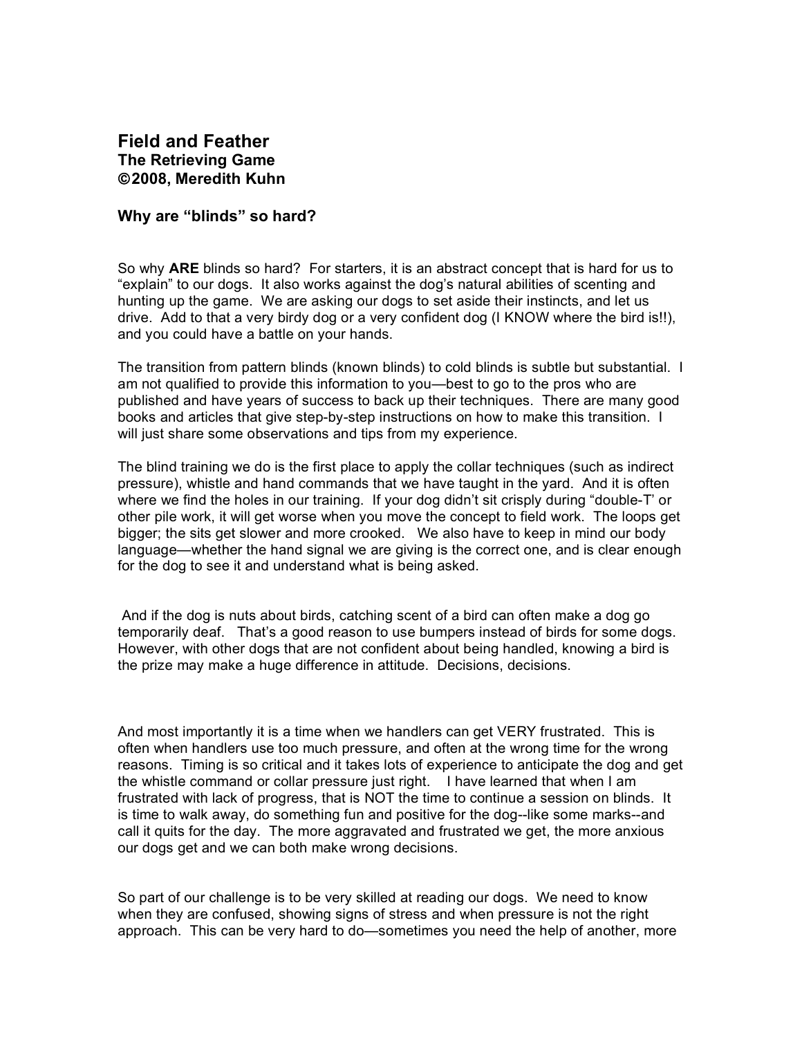# Field and Feather

## The Retrieving Game

## ©2008, Meredith Kuhn

### Why are "blinds" so hard?

So why **ARE** blinds so hard? For starters, it is an abstract concept that is hard for us to "explain" to our dogs. It also works against the dog's natural abilities of scenting and hunting up the game. We are asking our dogs to set aside their instincts, and let us drive. Add to that a very birdy dog or a very confident dog (I KNOW where the bird is!!), and you could have a battle on your hands.

The transition from pattern blinds (known blinds) to cold blinds is subtle but substantial. I am not qualified to provide this information to you—best to go to the pros who are published and have years of success to back up their techniques. There are many good books and articles that give step-by-step instructions on how to make this transition. I will just share some observations and tips from my experience.

The blind training we do is the first place to apply the collar techniques (such as indirect pressure), whistle and hand commands that we have taught in the yard. And it is often where we find the holes in our training. If your dog didn't sit crisply during "double-T' or other pile work, it will get worse when you move the concept to field work. The loops get bigger; the sits get slower and more crooked. We also have to keep in mind our body language—whether the hand signal we are giving is the correct one, and is clear enough for the dog to see it and understand what is being asked.

And if the dog is nuts about birds, catching scent of a bird can often make a dog go temporarily deaf. That's a good reason to use bumpers instead of birds for some dogs. However, with other dogs that are not confident about being handled, knowing a bird is the prize may make a huge difference in attitude. Decisions, decisions.

And most importantly it is a time when we handlers can get VERY frustrated. This is often when handlers use too much pressure, and often at the wrong time for the wrong reasons. Timing is so critical and it takes lots of experience to anticipate the dog and get the whistle command or collar pressure just right. I have learned that when I am frustrated with lack of progress, that is NOT the time to continue a session on blinds. It is time to walk away, do something fun and positive for the dog--like some marks--and call it quits for the day. The more aggravated and frustrated we get, the more anxious our dogs get and we can both make wrong decisions.

So part of our challenge is to be very skilled at reading our dogs. We need to know when they are confused, showing signs of stress and when pressure is not the right approach. This can be very hard to do—sometimes you need the help of another, more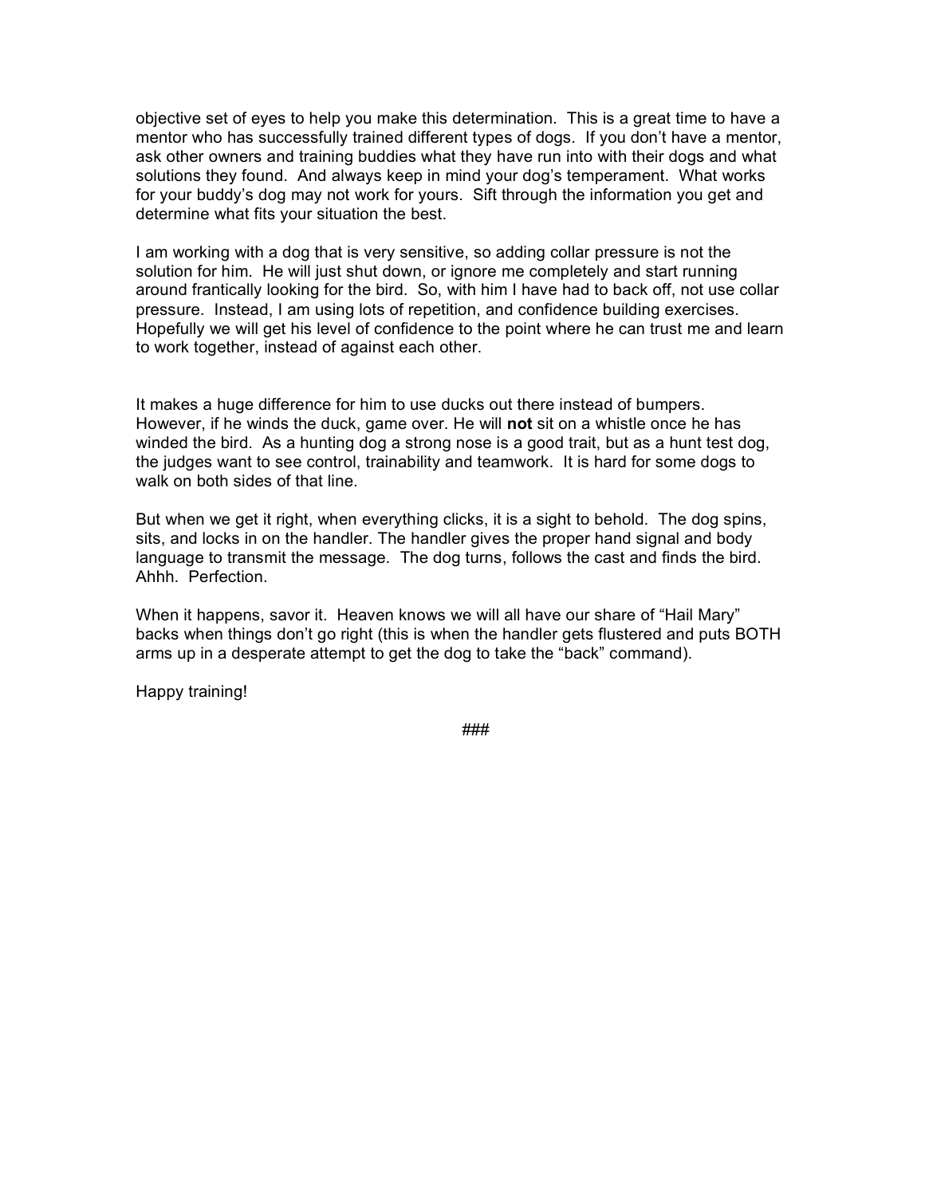objective set of eyes to help you make this determination. This is a great time to have a mentor who has successfully trained different types of dogs. If you don't have a mentor, ask other owners and training buddies what they have run into with their dogs and what solutions they found. And always keep in mind your dog's temperament. What works for your buddy's dog may not work for yours. Sift through the information you get and determine what fits your situation the best.

I am working with a dog that is very sensitive, so adding collar pressure is not the solution for him. He will just shut down, or ignore me completely and start running around frantically looking for the bird. So, with him I have had to back off, not use collar pressure. Instead, I am using lots of repetition, and confidence building exercises. Hopefully we will get his level of confidence to the point where he can trust me and learn to work together, instead of against each other.

It makes a huge difference for him to use ducks out there instead of bumpers. However, if he winds the duck, game over. He will **not** sit on a whistle once he has winded the bird. As a hunting dog a strong nose is a good trait, but as a hunt test dog, the judges want to see control, trainability and teamwork. It is hard for some dogs to walk on both sides of that line.

But when we get it right, when everything clicks, it is a sight to behold. The dog spins, sits, and locks in on the handler. The handler gives the proper hand signal and body language to transmit the message. The dog turns, follows the cast and finds the bird. Ahhh. Perfection.

When it happens, savor it. Heaven knows we will all have our share of "Hail Mary" backs when things don't go right (this is when the handler gets flustered and puts BOTH arms up in a desperate attempt to get the dog to take the "back" command).

Happy training!

###